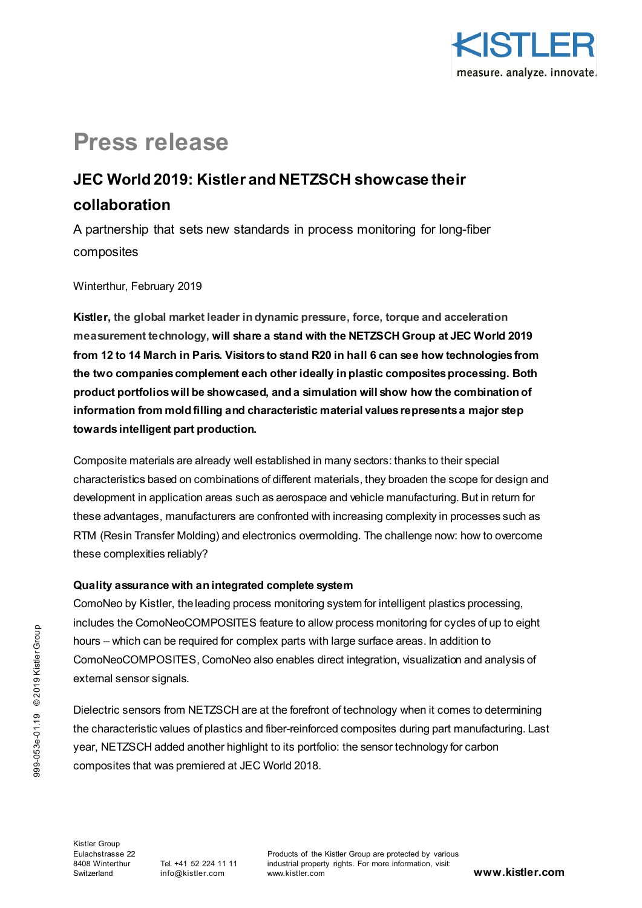# Press release

## JEC World 2019: Kistler and NETZSCH showcase their collaboration

A partnership that sets new standards in process monitoring for long-fiber composites

Winterthur, February 2019

**Kistler, the global market leader in dynamic pressure, force, torque and acceleration measurement technology, will share a stand with the NETZSCH Group at JEC World 2019 from 12 to 14 March in Paris. Visitors to stand R20 in hall 6 can see how technologies from the two companies complement each other ideally in plastic composites processing. Both product portfolios will be showcased, and a simulation will show how the combination of information from mold filling and characteristic material values represents a major step towards intelligent part production.**

Composite materials are already well established in many sectors: thanks to their special characteristics based on combinations of different materials, they broaden the scope for design and development in application areas such as aerospace and vehicle manufacturing. But in return for these advantages, manufacturers are confronted with increasing complexity in processes such as RTM (Resin Transfer Molding) and electronics overmolding. The challenge now: how to overcome these complexities reliably?

**Quality assurance with an integrated complete system**

ComoNeo by Kistler, the leading process monitoring system for intelligent plastics processing, includes the ComoNeoCOMPOSITES feature to allow process monitoring for cycles of up to eight hours – which can be required for complex parts with large surface areas. In addition to ComoNeoCOMPOSITES, ComoNeo also enables direct integration, visualization and analysis of external sensor signals.

Dielectric sensors from NETZSCH are at the forefront of technology when it comes to determining the characteristic values of plastics and fiber-reinforced composites during part manufacturing. Last year, NETZSCH added another highlight to its portfolio: the sensor technology for carbon composites that was premiered at JEC World 2018.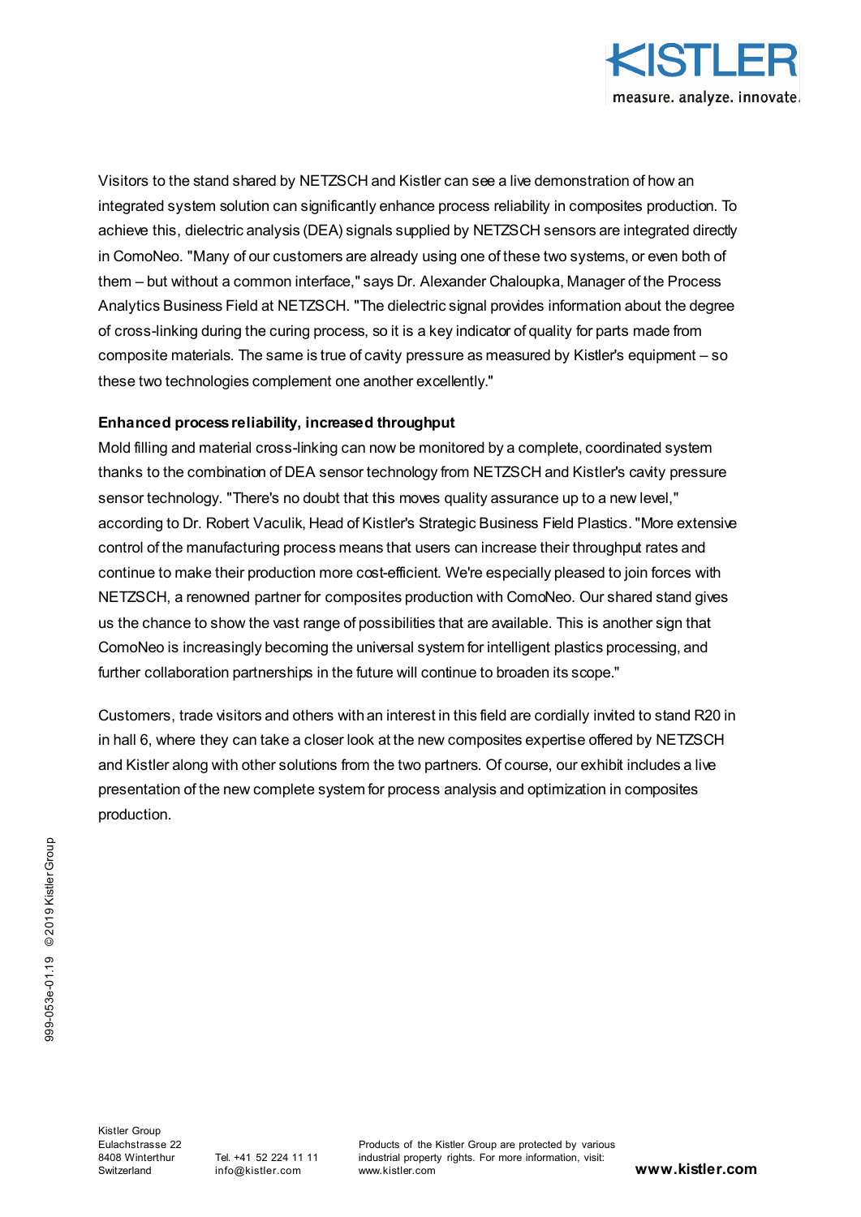Visitors to the stand shared by NETZSCH and Kistler can see a live demonstration of how an integrated system solution can significantly enhance process reliability in composites production. To achieve this, dielectric analysis (DEA) signals supplied by NETZSCH sensors are integrated directly in ComoNeo. "Many of our customers are already using one of these two systems, or even both of them – but without a common interface," says Dr. Alexander Chaloupka, Manager of the Process Analytics Business Field at NETZSCH. "The dielectric signal provides information about the degree of cross-linking during the curing process, so it is a key indicator of quality for parts made from composite materials. The same is true of cavity pressure as measured by Kistler's equipment – so these two technologies complement one another excellently."

**Enhanced process reliability, increased throughput**

Mold filling and material cross-linking can now be monitored by a complete, coordinated system thanks to the combination of DEA sensor technology from NETZSCH and Kistler's cavity pressure sensor technology. "There's no doubt that this moves quality assurance up to a new level," according to Dr. Robert Vaculik, Head of Kistler's Strategic Business Field Plastics. "More extensive control of the manufacturing process means that users can increase their throughput rates and continue to make their production more cost-efficient. We're especially pleased to join forces with NETZSCH, a renowned partner for composites production with ComoNeo. Our shared stand gives us the chance to show the vast range of possibilities that are available. This is another sign that ComoNeo is increasingly becoming the universal system for intelligent plastics processing, and further collaboration partnerships in the future will continue to broaden its scope."

Customers, trade visitors and others with an interest in this field are cordially invited to stand R20 in in hall 6, where they can take a closer look at the new composites expertise offered by NETZSCH and Kistler along with other solutions from the two partners. Of course, our exhibit includes a live presentation of the new complete system for process analysis and optimization in composites production.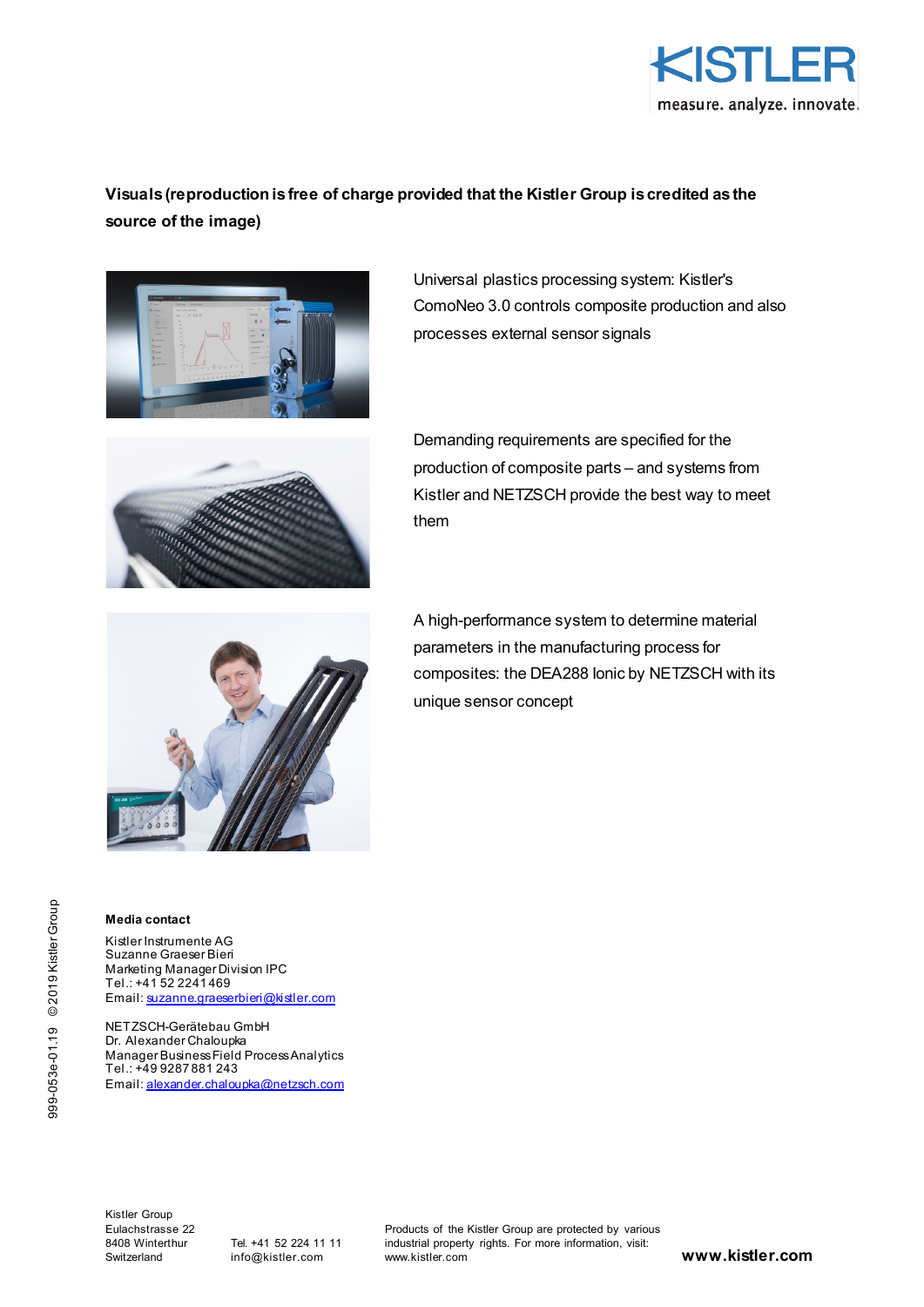**Visuals (reproduction is free of charge provided that the Kistler Group is credited as the source of the image)**

Universal plastics processing system: Kistler's ComoNeo 3.0 controls composite production and also processes external sensor signals

Demanding requirements are specified for the production of composite parts – and systems from Kistler and NETZSCH provide the best way to meet them

A high-performance system to determine material parameters in the manufacturing process for composites: the DEA288 Ionic by NETZSCH with its unique sensor concept

**Media contact**

Kistler Instrumente AG
Suzanne Graeser Bieri
Marketing Manager Division IPC
Tel.: +41 52 2241469
Email: suzanne.graeserbieri@kistler.com

NETZSCH-Gerätebau GmbH
Dr. Alexander Chaloupka
Manager Business Field Process Analytics
Tel.: +49 9287 881 243
Email: alexander.chaloupka@netzsch.com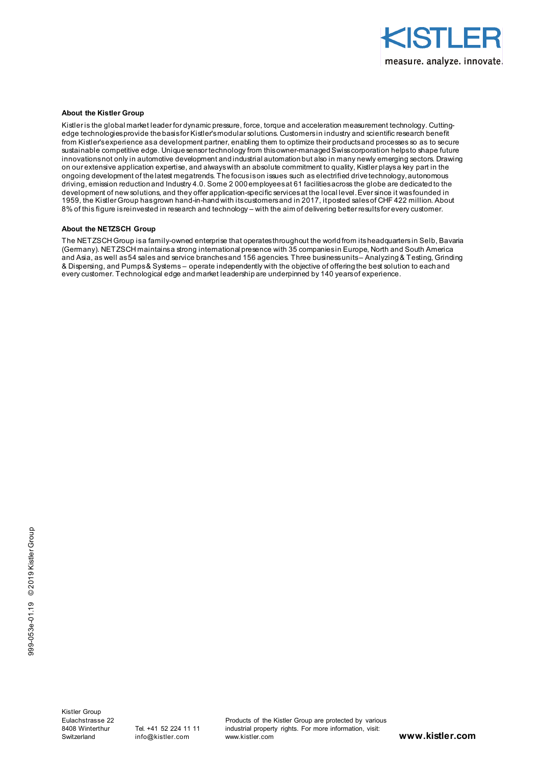### About the Kistler Group

Kistler is the global market leader for dynamic pressure, force, torque and acceleration measurement technology. Cutting-edge technologies provide the basis for Kistler's modular solutions. Customers in industry and scientific research benefit from Kistler's experience as a development partner, enabling them to optimize their products and processes so as to secure sustainable competitive edge. Unique sensor technology from this owner-managed Swiss corporation helps to shape future innovations not only in automotive development and industrial automation but also in many newly emerging sectors. Drawing on our extensive application expertise, and always with an absolute commitment to quality, Kistler plays a key part in the ongoing development of the latest megatrends. The focus is on issues such as electrified drive technology, autonomous driving, emission reduction and Industry 4.0. Some 2 000 employees at 61 facilities across the globe are dedicated to the development of new solutions, and they offer application-specific services at the local level. Ever since it was founded in 1959, the Kistler Group has grown hand-in-hand with its customers and in 2017, it posted sales of CHF 422 million. About 8% of this figure is reinvested in research and technology – with the aim of delivering better results for every customer.

### About the NETZSCH Group

The NETZSCH Group is a family-owned enterprise that operates throughout the world from its headquarters in Selb, Bavaria (Germany). NETZSCH maintains a strong international presence with 35 companies in Europe, North and South America and Asia, as well as 54 sales and service branches and 156 agencies. Three business units – Analyzing & Testing, Grinding & Dispersing, and Pumps & Systems – operate independently with the objective of offering the best solution to each and every customer. Technological edge and market leadership are underpinned by 140 years of experience.